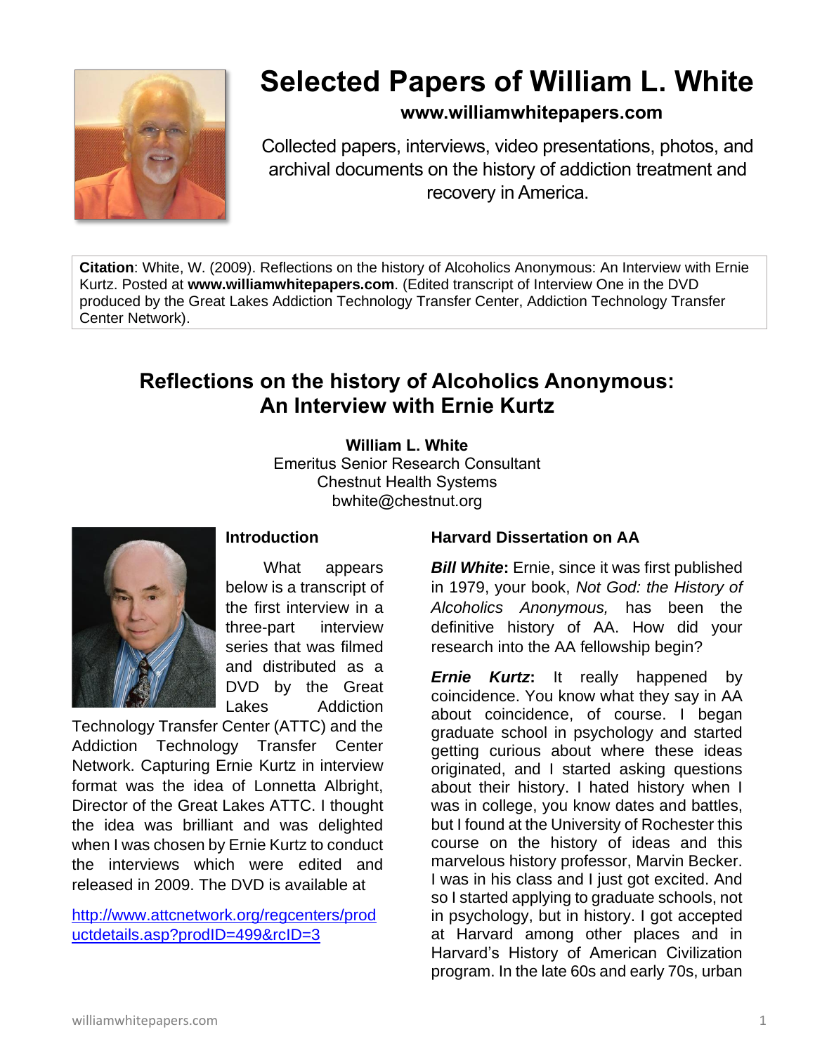# Selected Papers of William L. White

**www.williamwhitepapers.com**

Collected papers, interviews, video presentations, photos, and archival documents on the history of addiction treatment and recovery in America.

**Citation**: White, W. (2009). Reflections on the history of Alcoholics Anonymous: An Interview with Ernie Kurtz. Posted at **www.williamwhitepapers.com**. (Edited transcript of Interview One in the DVD produced by the Great Lakes Addiction Technology Transfer Center, Addiction Technology Transfer Center Network).

## Reflections on the history of Alcoholics Anonymous: An Interview with Ernie Kurtz

**William L. White**
Emeritus Senior Research Consultant
Chestnut Health Systems
bwhite@chestnut.org

### Introduction

What appears below is a transcript of the first interview in a three-part interview series that was filmed and distributed as a DVD by the Great Lakes Addiction Technology Transfer Center (ATTC) and the Addiction Technology Transfer Center Network. Capturing Ernie Kurtz in interview format was the idea of Lonnetta Albright, Director of the Great Lakes ATTC. I thought the idea was brilliant and was delighted when I was chosen by Ernie Kurtz to conduct the interviews which were edited and released in 2009. The DVD is available at

http://www.attcnetwork.org/regcenters/productdetails.asp?prodID=499&rcID=3

### Harvard Dissertation on AA

***Bill White*:** Ernie, since it was first published in 1979, your book, *Not God: the History of Alcoholics Anonymous,* has been the definitive history of AA. How did your research into the AA fellowship begin?

***Ernie Kurtz*:** It really happened by coincidence. You know what they say in AA about coincidence, of course. I began graduate school in psychology and started getting curious about where these ideas originated, and I started asking questions about their history. I hated history when I was in college, you know dates and battles, but I found at the University of Rochester this course on the history of ideas and this marvelous history professor, Marvin Becker. I was in his class and I just got excited. And so I started applying to graduate schools, not in psychology, but in history. I got accepted at Harvard among other places and in Harvard's History of American Civilization program. In the late 60s and early 70s, urban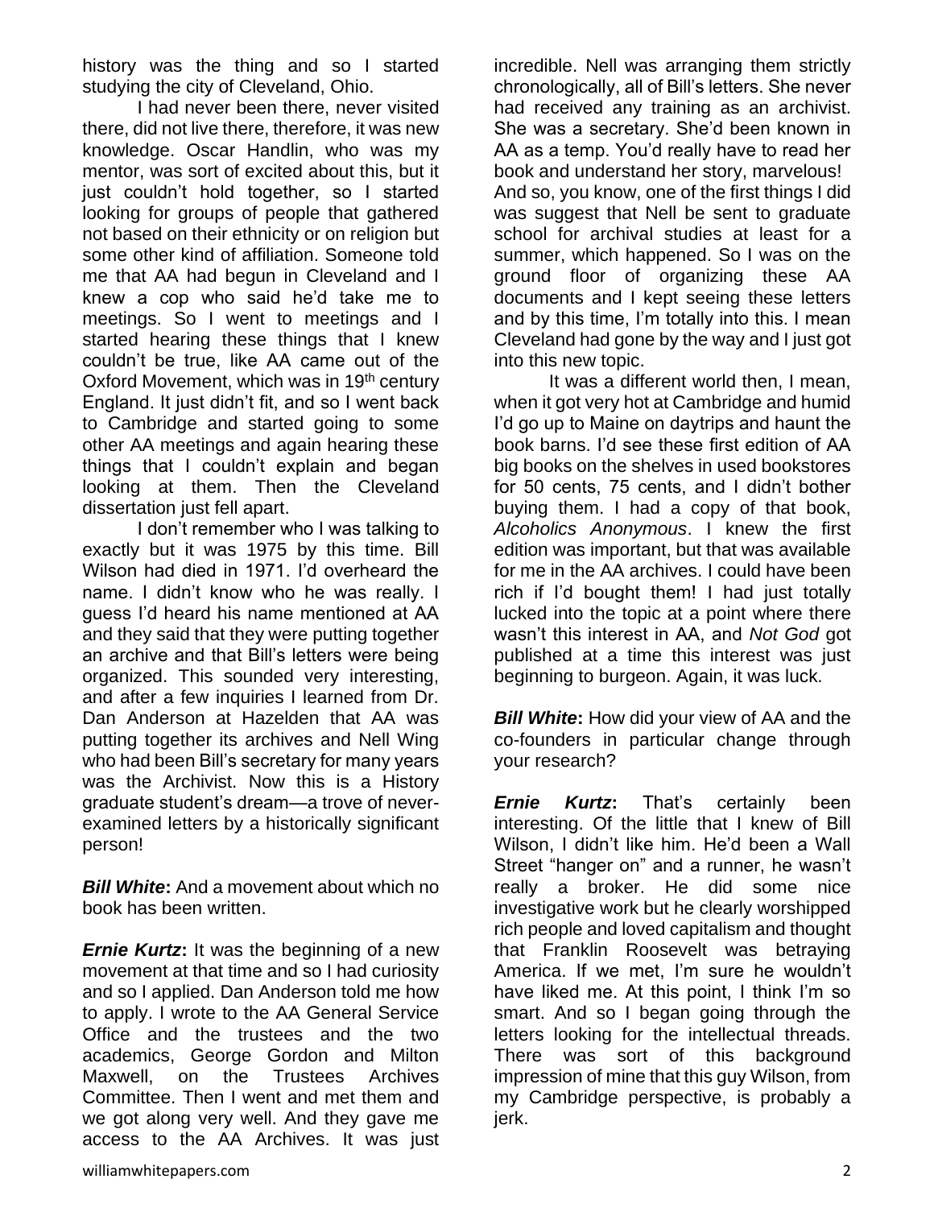history was the thing and so I started studying the city of Cleveland, Ohio.

I had never been there, never visited there, did not live there, therefore, it was new knowledge. Oscar Handlin, who was my mentor, was sort of excited about this, but it just couldn't hold together, so I started looking for groups of people that gathered not based on their ethnicity or on religion but some other kind of affiliation. Someone told me that AA had begun in Cleveland and I knew a cop who said he'd take me to meetings. So I went to meetings and I started hearing these things that I knew couldn't be true, like AA came out of the Oxford Movement, which was in 19th century England. It just didn't fit, and so I went back to Cambridge and started going to some other AA meetings and again hearing these things that I couldn't explain and began looking at them. Then the Cleveland dissertation just fell apart.

I don't remember who I was talking to exactly but it was 1975 by this time. Bill Wilson had died in 1971. I'd overheard the name. I didn't know who he was really. I guess I'd heard his name mentioned at AA and they said that they were putting together an archive and that Bill's letters were being organized. This sounded very interesting, and after a few inquiries I learned from Dr. Dan Anderson at Hazelden that AA was putting together its archives and Nell Wing who had been Bill's secretary for many years was the Archivist. Now this is a History graduate student's dream—a trove of never-examined letters by a historically significant person!

***Bill White*:** And a movement about which no book has been written.

***Ernie Kurtz*:** It was the beginning of a new movement at that time and so I had curiosity and so I applied. Dan Anderson told me how to apply. I wrote to the AA General Service Office and the trustees and the two academics, George Gordon and Milton Maxwell, on the Trustees Archives Committee. Then I went and met them and we got along very well. And they gave me access to the AA Archives. It was just incredible. Nell was arranging them strictly chronologically, all of Bill's letters. She never had received any training as an archivist. She was a secretary. She'd been known in AA as a temp. You'd really have to read her book and understand her story, marvelous! And so, you know, one of the first things I did was suggest that Nell be sent to graduate school for archival studies at least for a summer, which happened. So I was on the ground floor of organizing these AA documents and I kept seeing these letters and by this time, I'm totally into this. I mean Cleveland had gone by the way and I just got into this new topic.

It was a different world then, I mean, when it got very hot at Cambridge and humid I'd go up to Maine on daytrips and haunt the book barns. I'd see these first edition of AA big books on the shelves in used bookstores for 50 cents, 75 cents, and I didn't bother buying them. I had a copy of that book, *Alcoholics Anonymous*. I knew the first edition was important, but that was available for me in the AA archives. I could have been rich if I'd bought them! I had just totally lucked into the topic at a point where there wasn't this interest in AA, and *Not God* got published at a time this interest was just beginning to burgeon. Again, it was luck.

***Bill White*:** How did your view of AA and the co-founders in particular change through your research?

***Ernie Kurtz*:** That's certainly been interesting. Of the little that I knew of Bill Wilson, I didn't like him. He'd been a Wall Street "hanger on" and a runner, he wasn't really a broker. He did some nice investigative work but he clearly worshipped rich people and loved capitalism and thought that Franklin Roosevelt was betraying America. If we met, I'm sure he wouldn't have liked me. At this point, I think I'm so smart. And so I began going through the letters looking for the intellectual threads. There was sort of this background impression of mine that this guy Wilson, from my Cambridge perspective, is probably a jerk.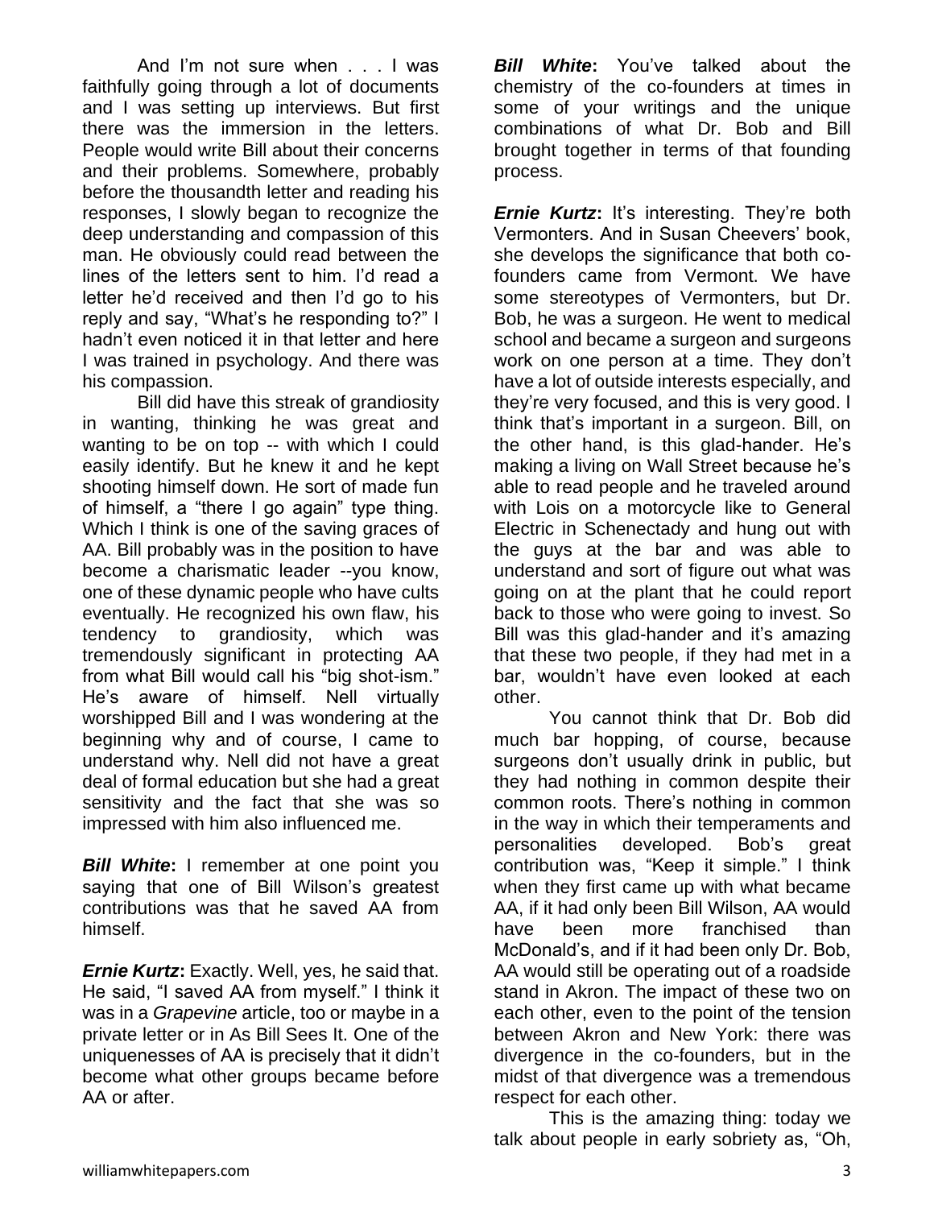And I'm not sure when . . . I was faithfully going through a lot of documents and I was setting up interviews. But first there was the immersion in the letters. People would write Bill about their concerns and their problems. Somewhere, probably before the thousandth letter and reading his responses, I slowly began to recognize the deep understanding and compassion of this man. He obviously could read between the lines of the letters sent to him. I'd read a letter he'd received and then I'd go to his reply and say, "What's he responding to?" I hadn't even noticed it in that letter and here I was trained in psychology. And there was his compassion.

Bill did have this streak of grandiosity in wanting, thinking he was great and wanting to be on top -- with which I could easily identify. But he knew it and he kept shooting himself down. He sort of made fun of himself, a "there I go again" type thing. Which I think is one of the saving graces of AA. Bill probably was in the position to have become a charismatic leader --you know, one of these dynamic people who have cults eventually. He recognized his own flaw, his tendency to grandiosity, which was tremendously significant in protecting AA from what Bill would call his "big shot-ism." He's aware of himself. Nell virtually worshipped Bill and I was wondering at the beginning why and of course, I came to understand why. Nell did not have a great deal of formal education but she had a great sensitivity and the fact that she was so impressed with him also influenced me.

***Bill White*:** I remember at one point you saying that one of Bill Wilson's greatest contributions was that he saved AA from himself.

***Ernie Kurtz*:** Exactly. Well, yes, he said that. He said, "I saved AA from myself." I think it was in a *Grapevine* article, too or maybe in a private letter or in As Bill Sees It. One of the uniquenesses of AA is precisely that it didn't become what other groups became before AA or after.

***Bill White*:** You've talked about the chemistry of the co-founders at times in some of your writings and the unique combinations of what Dr. Bob and Bill brought together in terms of that founding process.

***Ernie Kurtz*:** It's interesting. They're both Vermonters. And in Susan Cheevers' book, she develops the significance that both co-founders came from Vermont. We have some stereotypes of Vermonters, but Dr. Bob, he was a surgeon. He went to medical school and became a surgeon and surgeons work on one person at a time. They don't have a lot of outside interests especially, and they're very focused, and this is very good. I think that's important in a surgeon. Bill, on the other hand, is this glad-hander. He's making a living on Wall Street because he's able to read people and he traveled around with Lois on a motorcycle like to General Electric in Schenectady and hung out with the guys at the bar and was able to understand and sort of figure out what was going on at the plant that he could report back to those who were going to invest. So Bill was this glad-hander and it's amazing that these two people, if they had met in a bar, wouldn't have even looked at each other.

You cannot think that Dr. Bob did much bar hopping, of course, because surgeons don't usually drink in public, but they had nothing in common despite their common roots. There's nothing in common in the way in which their temperaments and personalities developed. Bob's great contribution was, "Keep it simple." I think when they first came up with what became AA, if it had only been Bill Wilson, AA would have been more franchised than McDonald's, and if it had been only Dr. Bob, AA would still be operating out of a roadside stand in Akron. The impact of these two on each other, even to the point of the tension between Akron and New York: there was divergence in the co-founders, but in the midst of that divergence was a tremendous respect for each other.

This is the amazing thing: today we talk about people in early sobriety as, "Oh,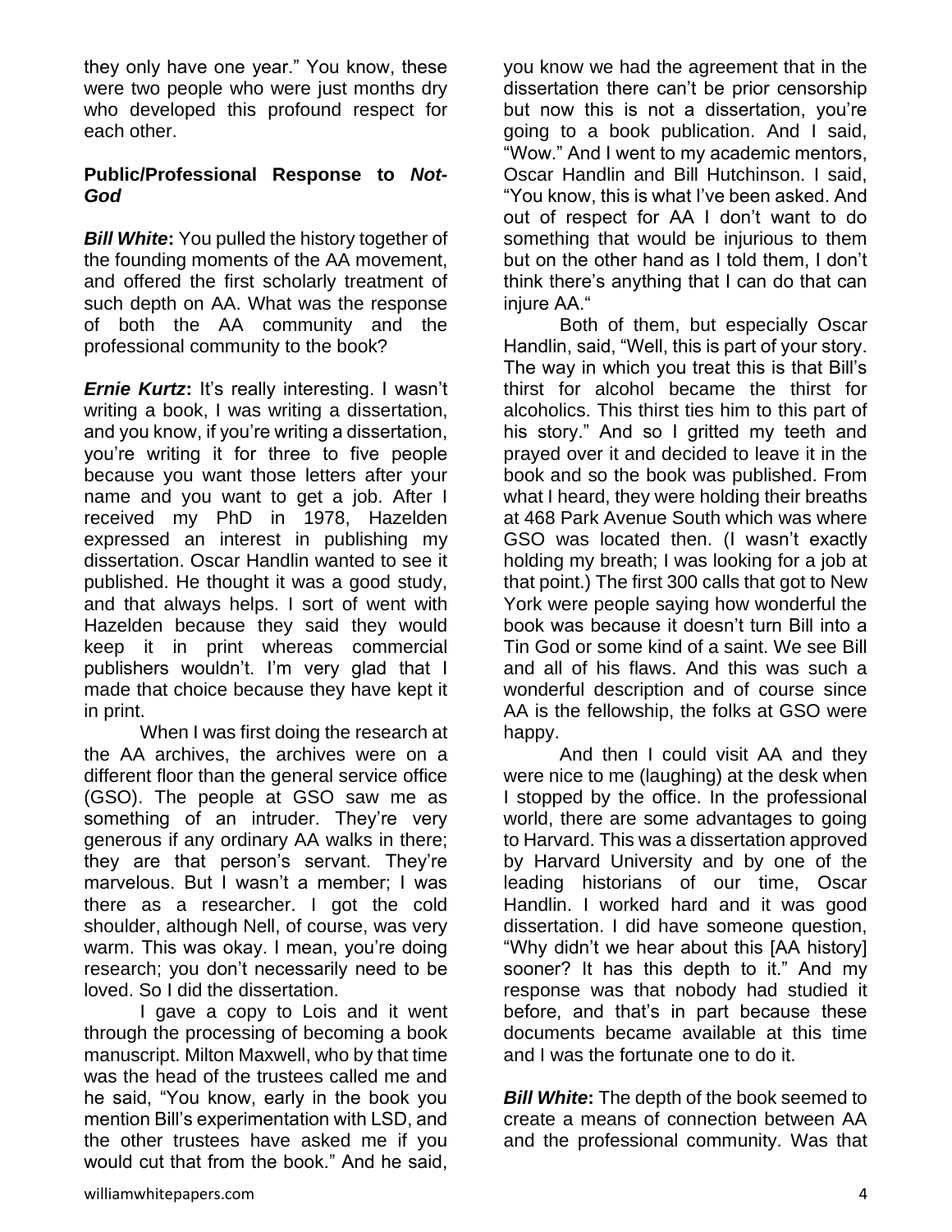they only have one year." You know, these were two people who were just months dry who developed this profound respect for each other.

### Public/Professional Response to *Not-God*

***Bill White*:** You pulled the history together of the founding moments of the AA movement, and offered the first scholarly treatment of such depth on AA. What was the response of both the AA community and the professional community to the book?

***Ernie Kurtz*:** It's really interesting. I wasn't writing a book, I was writing a dissertation, and you know, if you're writing a dissertation, you're writing it for three to five people because you want those letters after your name and you want to get a job. After I received my PhD in 1978, Hazelden expressed an interest in publishing my dissertation. Oscar Handlin wanted to see it published. He thought it was a good study, and that always helps. I sort of went with Hazelden because they said they would keep it in print whereas commercial publishers wouldn't. I'm very glad that I made that choice because they have kept it in print.

When I was first doing the research at the AA archives, the archives were on a different floor than the general service office (GSO). The people at GSO saw me as something of an intruder. They're very generous if any ordinary AA walks in there; they are that person's servant. They're marvelous. But I wasn't a member; I was there as a researcher. I got the cold shoulder, although Nell, of course, was very warm. This was okay. I mean, you're doing research; you don't necessarily need to be loved. So I did the dissertation.

I gave a copy to Lois and it went through the processing of becoming a book manuscript. Milton Maxwell, who by that time was the head of the trustees called me and he said, "You know, early in the book you mention Bill's experimentation with LSD, and the other trustees have asked me if you would cut that from the book." And he said, you know we had the agreement that in the dissertation there can't be prior censorship but now this is not a dissertation, you're going to a book publication. And I said, "Wow." And I went to my academic mentors, Oscar Handlin and Bill Hutchinson. I said, "You know, this is what I've been asked. And out of respect for AA I don't want to do something that would be injurious to them but on the other hand as I told them, I don't think there's anything that I can do that can injure AA."

Both of them, but especially Oscar Handlin, said, "Well, this is part of your story. The way in which you treat this is that Bill's thirst for alcohol became the thirst for alcoholics. This thirst ties him to this part of his story." And so I gritted my teeth and prayed over it and decided to leave it in the book and so the book was published. From what I heard, they were holding their breaths at 468 Park Avenue South which was where GSO was located then. (I wasn't exactly holding my breath; I was looking for a job at that point.) The first 300 calls that got to New York were people saying how wonderful the book was because it doesn't turn Bill into a Tin God or some kind of a saint. We see Bill and all of his flaws. And this was such a wonderful description and of course since AA is the fellowship, the folks at GSO were happy.

And then I could visit AA and they were nice to me (laughing) at the desk when I stopped by the office. In the professional world, there are some advantages to going to Harvard. This was a dissertation approved by Harvard University and by one of the leading historians of our time, Oscar Handlin. I worked hard and it was good dissertation. I did have someone question, "Why didn't we hear about this [AA history] sooner? It has this depth to it." And my response was that nobody had studied it before, and that's in part because these documents became available at this time and I was the fortunate one to do it.

***Bill White*:** The depth of the book seemed to create a means of connection between AA and the professional community. Was that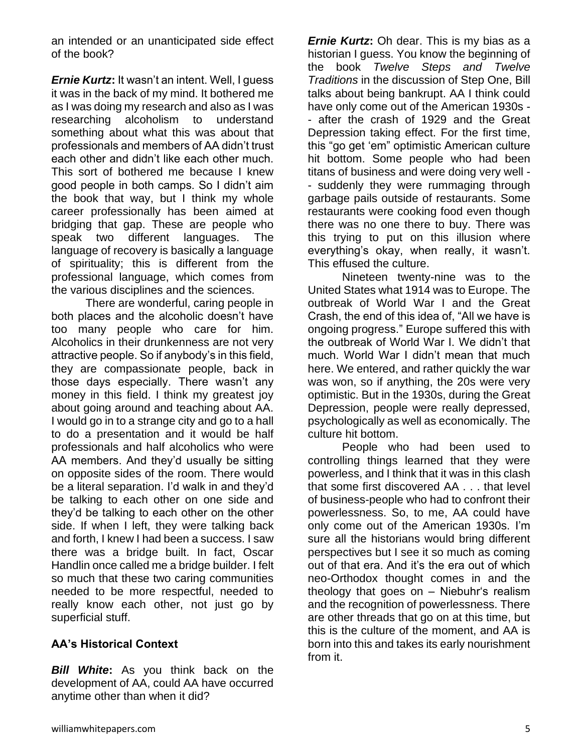an intended or an unanticipated side effect of the book?

***Ernie Kurtz*:** It wasn't an intent. Well, I guess it was in the back of my mind. It bothered me as I was doing my research and also as I was researching alcoholism to understand something about what this was about that professionals and members of AA didn't trust each other and didn't like each other much. This sort of bothered me because I knew good people in both camps. So I didn't aim the book that way, but I think my whole career professionally has been aimed at bridging that gap. These are people who speak two different languages. The language of recovery is basically a language of spirituality; this is different from the professional language, which comes from the various disciplines and the sciences.

There are wonderful, caring people in both places and the alcoholic doesn't have too many people who care for him. Alcoholics in their drunkenness are not very attractive people. So if anybody's in this field, they are compassionate people, back in those days especially. There wasn't any money in this field. I think my greatest joy about going around and teaching about AA. I would go in to a strange city and go to a hall to do a presentation and it would be half professionals and half alcoholics who were AA members. And they'd usually be sitting on opposite sides of the room. There would be a literal separation. I'd walk in and they'd be talking to each other on one side and they'd be talking to each other on the other side. If when I left, they were talking back and forth, I knew I had been a success. I saw there was a bridge built. In fact, Oscar Handlin once called me a bridge builder. I felt so much that these two caring communities needed to be more respectful, needed to really know each other, not just go by superficial stuff.

## AA's Historical Context

***Bill White*:** As you think back on the development of AA, could AA have occurred anytime other than when it did?

***Ernie Kurtz*:** Oh dear. This is my bias as a historian I guess. You know the beginning of the book *Twelve Steps and Twelve Traditions* in the discussion of Step One, Bill talks about being bankrupt. AA I think could have only come out of the American 1930s -- after the crash of 1929 and the Great Depression taking effect. For the first time, this "go get 'em" optimistic American culture hit bottom. Some people who had been titans of business and were doing very well -- suddenly they were rummaging through garbage pails outside of restaurants. Some restaurants were cooking food even though there was no one there to buy. There was this trying to put on this illusion where everything's okay, when really, it wasn't. This effused the culture.

Nineteen twenty-nine was to the United States what 1914 was to Europe. The outbreak of World War I and the Great Crash, the end of this idea of, "All we have is ongoing progress." Europe suffered this with the outbreak of World War I. We didn't that much. World War I didn't mean that much here. We entered, and rather quickly the war was won, so if anything, the 20s were very optimistic. But in the 1930s, during the Great Depression, people were really depressed, psychologically as well as economically. The culture hit bottom.

People who had been used to controlling things learned that they were powerless, and I think that it was in this clash that some first discovered AA . . . that level of business-people who had to confront their powerlessness. So, to me, AA could have only come out of the American 1930s. I'm sure all the historians would bring different perspectives but I see it so much as coming out of that era. And it's the era out of which neo-Orthodox thought comes in and the theology that goes on – Niebuhr's realism and the recognition of powerlessness. There are other threads that go on at this time, but this is the culture of the moment, and AA is born into this and takes its early nourishment from it.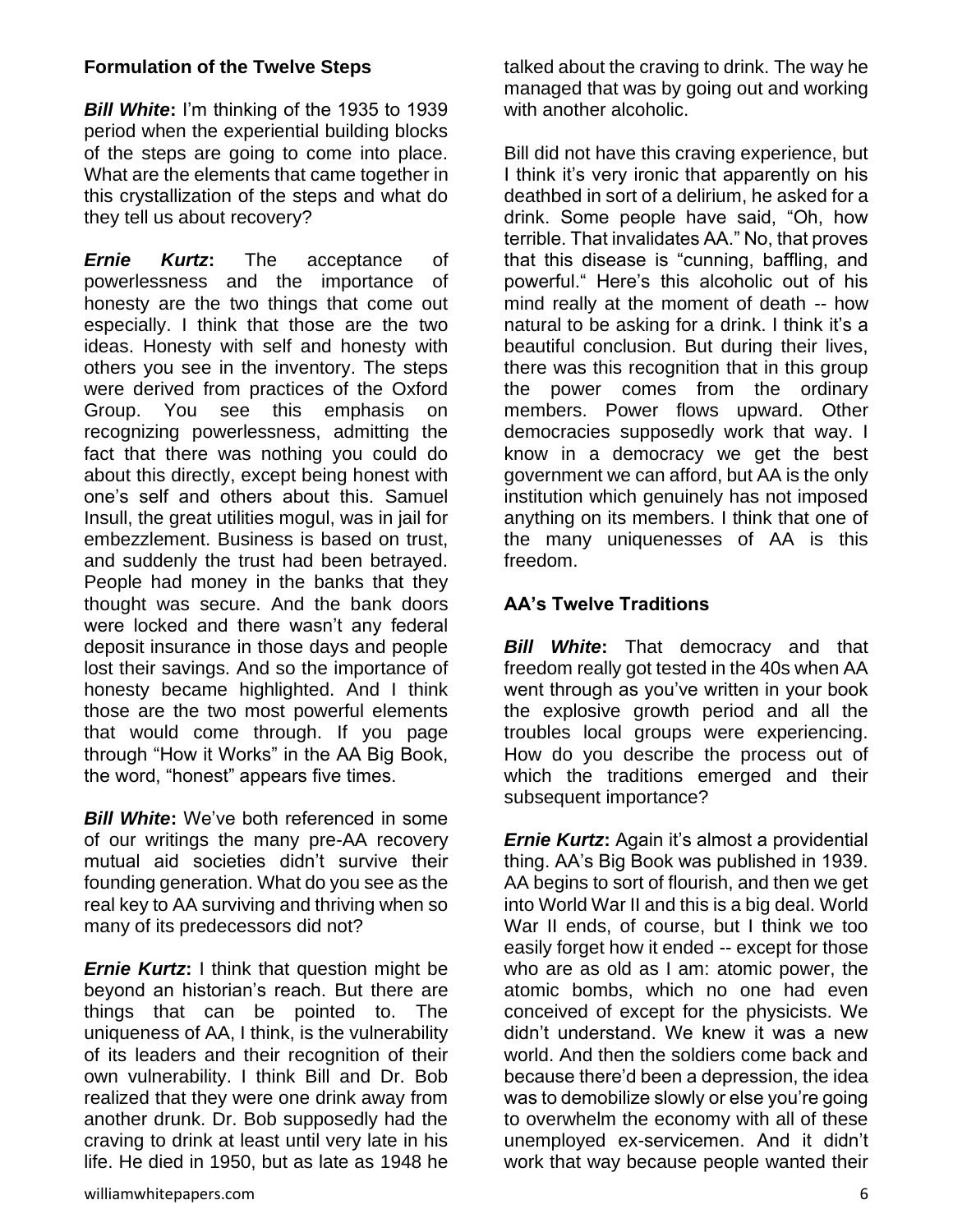### Formulation of the Twelve Steps

***Bill White*:** I'm thinking of the 1935 to 1939 period when the experiential building blocks of the steps are going to come into place. What are the elements that came together in this crystallization of the steps and what do they tell us about recovery?

***Ernie Kurtz*:** The acceptance of powerlessness and the importance of honesty are the two things that come out especially. I think that those are the two ideas. Honesty with self and honesty with others you see in the inventory. The steps were derived from practices of the Oxford Group. You see this emphasis on recognizing powerlessness, admitting the fact that there was nothing you could do about this directly, except being honest with one's self and others about this. Samuel Insull, the great utilities mogul, was in jail for embezzlement. Business is based on trust, and suddenly the trust had been betrayed. People had money in the banks that they thought was secure. And the bank doors were locked and there wasn't any federal deposit insurance in those days and people lost their savings. And so the importance of honesty became highlighted. And I think those are the two most powerful elements that would come through. If you page through "How it Works" in the AA Big Book, the word, "honest" appears five times.

***Bill White*:** We've both referenced in some of our writings the many pre-AA recovery mutual aid societies didn't survive their founding generation. What do you see as the real key to AA surviving and thriving when so many of its predecessors did not?

***Ernie Kurtz*:** I think that question might be beyond an historian's reach. But there are things that can be pointed to. The uniqueness of AA, I think, is the vulnerability of its leaders and their recognition of their own vulnerability. I think Bill and Dr. Bob realized that they were one drink away from another drunk. Dr. Bob supposedly had the craving to drink at least until very late in his life. He died in 1950, but as late as 1948 he talked about the craving to drink. The way he managed that was by going out and working with another alcoholic.

Bill did not have this craving experience, but I think it's very ironic that apparently on his deathbed in sort of a delirium, he asked for a drink. Some people have said, "Oh, how terrible. That invalidates AA." No, that proves that this disease is "cunning, baffling, and powerful." Here's this alcoholic out of his mind really at the moment of death -- how natural to be asking for a drink. I think it's a beautiful conclusion. But during their lives, there was this recognition that in this group the power comes from the ordinary members. Power flows upward. Other democracies supposedly work that way. I know in a democracy we get the best government we can afford, but AA is the only institution which genuinely has not imposed anything on its members. I think that one of the many uniquenesses of AA is this freedom.

### AA's Twelve Traditions

***Bill White*:** That democracy and that freedom really got tested in the 40s when AA went through as you've written in your book the explosive growth period and all the troubles local groups were experiencing. How do you describe the process out of which the traditions emerged and their subsequent importance?

***Ernie Kurtz*:** Again it's almost a providential thing. AA's Big Book was published in 1939. AA begins to sort of flourish, and then we get into World War II and this is a big deal. World War II ends, of course, but I think we too easily forget how it ended -- except for those who are as old as I am: atomic power, the atomic bombs, which no one had even conceived of except for the physicists. We didn't understand. We knew it was a new world. And then the soldiers come back and because there'd been a depression, the idea was to demobilize slowly or else you're going to overwhelm the economy with all of these unemployed ex-servicemen. And it didn't work that way because people wanted their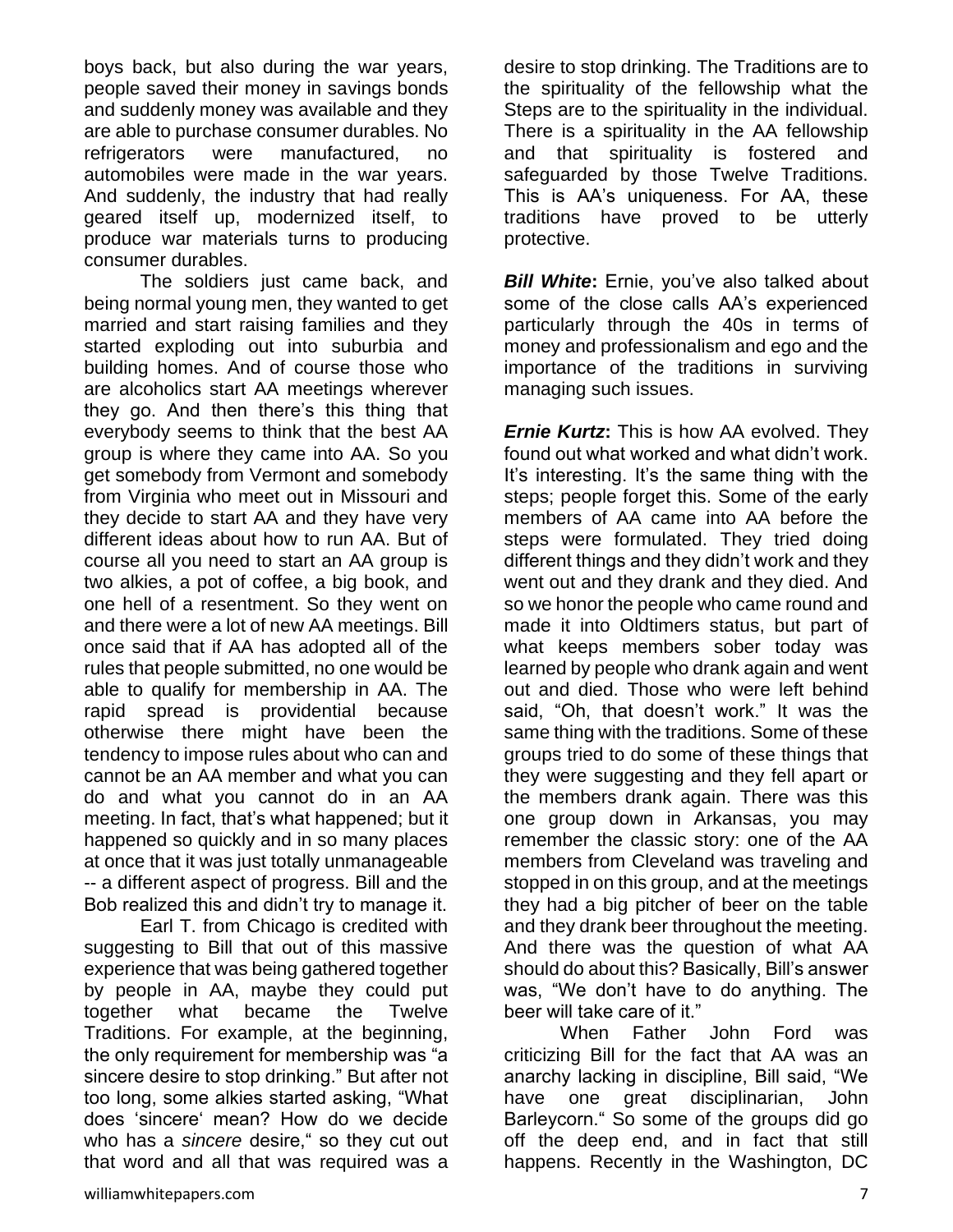boys back, but also during the war years, people saved their money in savings bonds and suddenly money was available and they are able to purchase consumer durables. No refrigerators were manufactured, no automobiles were made in the war years. And suddenly, the industry that had really geared itself up, modernized itself, to produce war materials turns to producing consumer durables.

The soldiers just came back, and being normal young men, they wanted to get married and start raising families and they started exploding out into suburbia and building homes. And of course those who are alcoholics start AA meetings wherever they go. And then there's this thing that everybody seems to think that the best AA group is where they came into AA. So you get somebody from Vermont and somebody from Virginia who meet out in Missouri and they decide to start AA and they have very different ideas about how to run AA. But of course all you need to start an AA group is two alkies, a pot of coffee, a big book, and one hell of a resentment. So they went on and there were a lot of new AA meetings. Bill once said that if AA has adopted all of the rules that people submitted, no one would be able to qualify for membership in AA. The rapid spread is providential because otherwise there might have been the tendency to impose rules about who can and cannot be an AA member and what you can do and what you cannot do in an AA meeting. In fact, that's what happened; but it happened so quickly and in so many places at once that it was just totally unmanageable -- a different aspect of progress. Bill and the Bob realized this and didn't try to manage it.

Earl T. from Chicago is credited with suggesting to Bill that out of this massive experience that was being gathered together by people in AA, maybe they could put together what became the Twelve Traditions. For example, at the beginning, the only requirement for membership was "a sincere desire to stop drinking." But after not too long, some alkies started asking, "What does 'sincere' mean? How do we decide who has a *sincere* desire," so they cut out that word and all that was required was a desire to stop drinking. The Traditions are to the spirituality of the fellowship what the Steps are to the spirituality in the individual. There is a spirituality in the AA fellowship and that spirituality is fostered and safeguarded by those Twelve Traditions. This is AA's uniqueness. For AA, these traditions have proved to be utterly protective.

***Bill White*:** Ernie, you've also talked about some of the close calls AA's experienced particularly through the 40s in terms of money and professionalism and ego and the importance of the traditions in surviving managing such issues.

***Ernie Kurtz*:** This is how AA evolved. They found out what worked and what didn't work. It's interesting. It's the same thing with the steps; people forget this. Some of the early members of AA came into AA before the steps were formulated. They tried doing different things and they didn't work and they went out and they drank and they died. And so we honor the people who came round and made it into Oldtimers status, but part of what keeps members sober today was learned by people who drank again and went out and died. Those who were left behind said, "Oh, that doesn't work." It was the same thing with the traditions. Some of these groups tried to do some of these things that they were suggesting and they fell apart or the members drank again. There was this one group down in Arkansas, you may remember the classic story: one of the AA members from Cleveland was traveling and stopped in on this group, and at the meetings they had a big pitcher of beer on the table and they drank beer throughout the meeting. And there was the question of what AA should do about this? Basically, Bill's answer was, "We don't have to do anything. The beer will take care of it."

When Father John Ford was criticizing Bill for the fact that AA was an anarchy lacking in discipline, Bill said, "We have one great disciplinarian, John Barleycorn." So some of the groups did go off the deep end, and in fact that still happens. Recently in the Washington, DC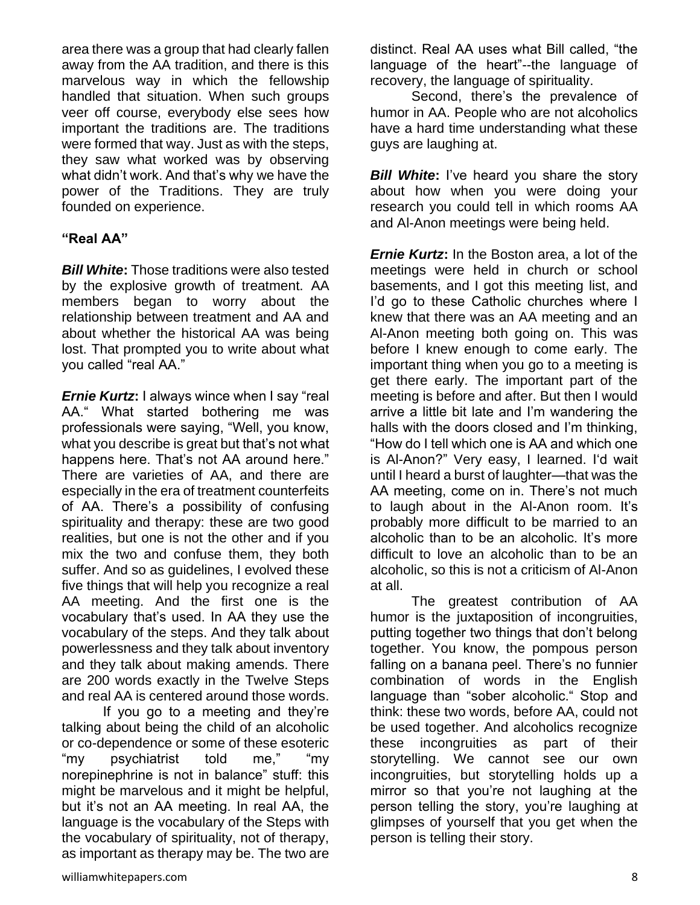area there was a group that had clearly fallen away from the AA tradition, and there is this marvelous way in which the fellowship handled that situation. When such groups veer off course, everybody else sees how important the traditions are. The traditions were formed that way. Just as with the steps, they saw what worked was by observing what didn't work. And that's why we have the power of the Traditions. They are truly founded on experience.

## "Real AA"

***Bill White*:** Those traditions were also tested by the explosive growth of treatment. AA members began to worry about the relationship between treatment and AA and about whether the historical AA was being lost. That prompted you to write about what you called "real AA."

***Ernie Kurtz*:** I always wince when I say "real AA." What started bothering me was professionals were saying, "Well, you know, what you describe is great but that's not what happens here. That's not AA around here." There are varieties of AA, and there are especially in the era of treatment counterfeits of AA. There's a possibility of confusing spirituality and therapy: these are two good realities, but one is not the other and if you mix the two and confuse them, they both suffer. And so as guidelines, I evolved these five things that will help you recognize a real AA meeting. And the first one is the vocabulary that's used. In AA they use the vocabulary of the steps. And they talk about powerlessness and they talk about inventory and they talk about making amends. There are 200 words exactly in the Twelve Steps and real AA is centered around those words.

If you go to a meeting and they're talking about being the child of an alcoholic or co-dependence or some of these esoteric "my psychiatrist told me," "my norepinephrine is not in balance" stuff: this might be marvelous and it might be helpful, but it's not an AA meeting. In real AA, the language is the vocabulary of the Steps with the vocabulary of spirituality, not of therapy, as important as therapy may be. The two are distinct. Real AA uses what Bill called, "the language of the heart"--the language of recovery, the language of spirituality.

Second, there's the prevalence of humor in AA. People who are not alcoholics have a hard time understanding what these guys are laughing at.

***Bill White*:** I've heard you share the story about how when you were doing your research you could tell in which rooms AA and Al-Anon meetings were being held.

***Ernie Kurtz*:** In the Boston area, a lot of the meetings were held in church or school basements, and I got this meeting list, and I'd go to these Catholic churches where I knew that there was an AA meeting and an Al-Anon meeting both going on. This was before I knew enough to come early. The important thing when you go to a meeting is get there early. The important part of the meeting is before and after. But then I would arrive a little bit late and I'm wandering the halls with the doors closed and I'm thinking, "How do I tell which one is AA and which one is Al-Anon?" Very easy, I learned. I'd wait until I heard a burst of laughter—that was the AA meeting, come on in. There's not much to laugh about in the Al-Anon room. It's probably more difficult to be married to an alcoholic than to be an alcoholic. It's more difficult to love an alcoholic than to be an alcoholic, so this is not a criticism of Al-Anon at all.

The greatest contribution of AA humor is the juxtaposition of incongruities, putting together two things that don't belong together. You know, the pompous person falling on a banana peel. There's no funnier combination of words in the English language than "sober alcoholic." Stop and think: these two words, before AA, could not be used together. And alcoholics recognize these incongruities as part of their storytelling. We cannot see our own incongruities, but storytelling holds up a mirror so that you're not laughing at the person telling the story, you're laughing at glimpses of yourself that you get when the person is telling their story.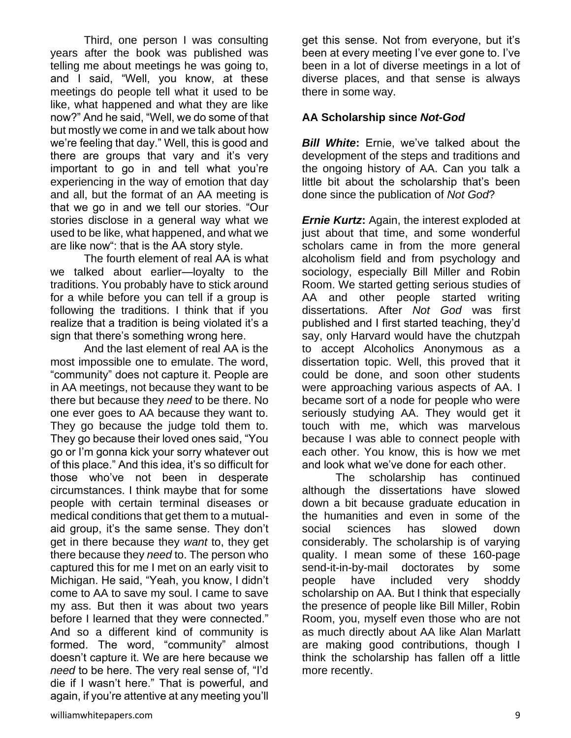Third, one person I was consulting years after the book was published was telling me about meetings he was going to, and I said, "Well, you know, at these meetings do people tell what it used to be like, what happened and what they are like now?" And he said, "Well, we do some of that but mostly we come in and we talk about how we're feeling that day." Well, this is good and there are groups that vary and it's very important to go in and tell what you're experiencing in the way of emotion that day and all, but the format of an AA meeting is that we go in and we tell our stories. "Our stories disclose in a general way what we used to be like, what happened, and what we are like now": that is the AA story style.

The fourth element of real AA is what we talked about earlier—loyalty to the traditions. You probably have to stick around for a while before you can tell if a group is following the traditions. I think that if you realize that a tradition is being violated it's a sign that there's something wrong here.

And the last element of real AA is the most impossible one to emulate. The word, "community" does not capture it. People are in AA meetings, not because they want to be there but because they *need* to be there. No one ever goes to AA because they want to. They go because the judge told them to. They go because their loved ones said, "You go or I'm gonna kick your sorry whatever out of this place." And this idea, it's so difficult for those who've not been in desperate circumstances. I think maybe that for some people with certain terminal diseases or medical conditions that get them to a mutual-aid group, it's the same sense. They don't get in there because they *want* to, they get there because they *need* to. The person who captured this for me I met on an early visit to Michigan. He said, "Yeah, you know, I didn't come to AA to save my soul. I came to save my ass. But then it was about two years before I learned that they were connected." And so a different kind of community is formed. The word, "community" almost doesn't capture it. We are here because we *need* to be here. The very real sense of, "I'd die if I wasn't here." That is powerful, and again, if you're attentive at any meeting you'll get this sense. Not from everyone, but it's been at every meeting I've ever gone to. I've been in a lot of diverse meetings in a lot of diverse places, and that sense is always there in some way.

### AA Scholarship since *Not-God*

***Bill White*:** Ernie, we've talked about the development of the steps and traditions and the ongoing history of AA. Can you talk a little bit about the scholarship that's been done since the publication of *Not God*?

***Ernie Kurtz*:** Again, the interest exploded at just about that time, and some wonderful scholars came in from the more general alcoholism field and from psychology and sociology, especially Bill Miller and Robin Room. We started getting serious studies of AA and other people started writing dissertations. After *Not God* was first published and I first started teaching, they'd say, only Harvard would have the chutzpah to accept Alcoholics Anonymous as a dissertation topic. Well, this proved that it could be done, and soon other students were approaching various aspects of AA. I became sort of a node for people who were seriously studying AA. They would get it touch with me, which was marvelous because I was able to connect people with each other. You know, this is how we met and look what we've done for each other.

The scholarship has continued although the dissertations have slowed down a bit because graduate education in the humanities and even in some of the social sciences has slowed down considerably. The scholarship is of varying quality. I mean some of these 160-page send-it-in-by-mail doctorates by some people have included very shoddy scholarship on AA. But I think that especially the presence of people like Bill Miller, Robin Room, you, myself even those who are not as much directly about AA like Alan Marlatt are making good contributions, though I think the scholarship has fallen off a little more recently.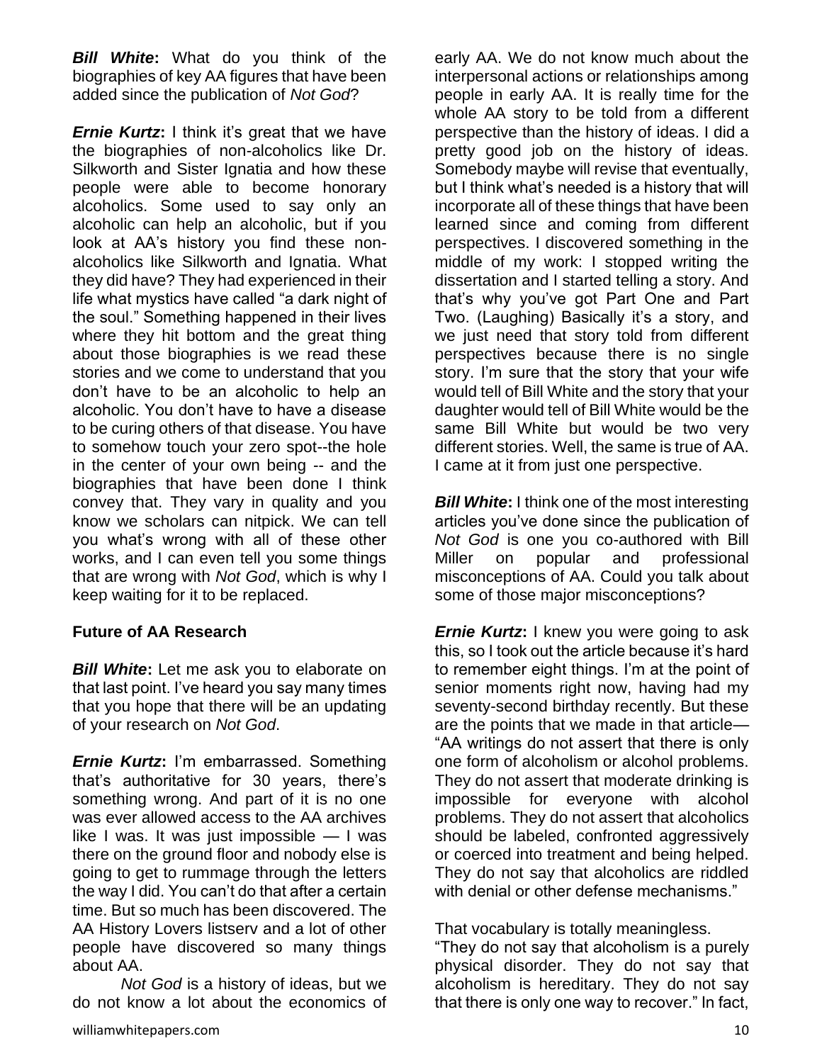***Bill White*:** What do you think of the biographies of key AA figures that have been added since the publication of *Not God*?

***Ernie Kurtz*:** I think it's great that we have the biographies of non-alcoholics like Dr. Silkworth and Sister Ignatia and how these people were able to become honorary alcoholics. Some used to say only an alcoholic can help an alcoholic, but if you look at AA's history you find these non-alcoholics like Silkworth and Ignatia. What they did have? They had experienced in their life what mystics have called "a dark night of the soul." Something happened in their lives where they hit bottom and the great thing about those biographies is we read these stories and we come to understand that you don't have to be an alcoholic to help an alcoholic. You don't have to have a disease to be curing others of that disease. You have to somehow touch your zero spot--the hole in the center of your own being -- and the biographies that have been done I think convey that. They vary in quality and you know we scholars can nitpick. We can tell you what's wrong with all of these other works, and I can even tell you some things that are wrong with *Not God*, which is why I keep waiting for it to be replaced.

## Future of AA Research

***Bill White*:** Let me ask you to elaborate on that last point. I've heard you say many times that you hope that there will be an updating of your research on *Not God*.

***Ernie Kurtz*:** I'm embarrassed. Something that's authoritative for 30 years, there's something wrong. And part of it is no one was ever allowed access to the AA archives like I was. It was just impossible — I was there on the ground floor and nobody else is going to get to rummage through the letters the way I did. You can't do that after a certain time. But so much has been discovered. The AA History Lovers listserv and a lot of other people have discovered so many things about AA.

*Not God* is a history of ideas, but we do not know a lot about the economics of early AA. We do not know much about the interpersonal actions or relationships among people in early AA. It is really time for the whole AA story to be told from a different perspective than the history of ideas. I did a pretty good job on the history of ideas. Somebody maybe will revise that eventually, but I think what's needed is a history that will incorporate all of these things that have been learned since and coming from different perspectives. I discovered something in the middle of my work: I stopped writing the dissertation and I started telling a story. And that's why you've got Part One and Part Two. (Laughing) Basically it's a story, and we just need that story told from different perspectives because there is no single story. I'm sure that the story that your wife would tell of Bill White and the story that your daughter would tell of Bill White would be the same Bill White but would be two very different stories. Well, the same is true of AA. I came at it from just one perspective.

***Bill White*:** I think one of the most interesting articles you've done since the publication of *Not God* is one you co-authored with Bill Miller on popular and professional misconceptions of AA. Could you talk about some of those major misconceptions?

***Ernie Kurtz*:** I knew you were going to ask this, so I took out the article because it's hard to remember eight things. I'm at the point of senior moments right now, having had my seventy-second birthday recently. But these are the points that we made in that article— "AA writings do not assert that there is only one form of alcoholism or alcohol problems. They do not assert that moderate drinking is impossible for everyone with alcohol problems. They do not assert that alcoholics should be labeled, confronted aggressively or coerced into treatment and being helped. They do not say that alcoholics are riddled with denial or other defense mechanisms."

That vocabulary is totally meaningless.

"They do not say that alcoholism is a purely physical disorder. They do not say that alcoholism is hereditary. They do not say that there is only one way to recover." In fact,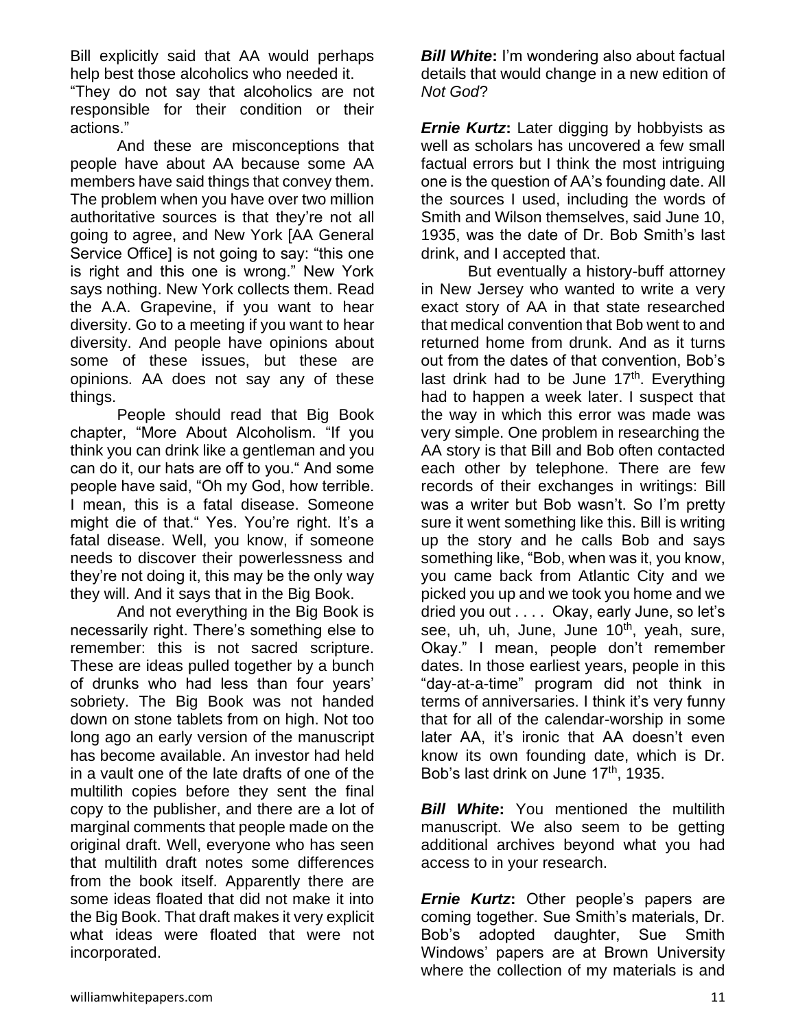Bill explicitly said that AA would perhaps help best those alcoholics who needed it.

"They do not say that alcoholics are not responsible for their condition or their actions."

And these are misconceptions that people have about AA because some AA members have said things that convey them. The problem when you have over two million authoritative sources is that they're not all going to agree, and New York [AA General Service Office] is not going to say: "this one is right and this one is wrong." New York says nothing. New York collects them. Read the A.A. Grapevine, if you want to hear diversity. Go to a meeting if you want to hear diversity. And people have opinions about some of these issues, but these are opinions. AA does not say any of these things.

People should read that Big Book chapter, "More About Alcoholism. "If you think you can drink like a gentleman and you can do it, our hats are off to you." And some people have said, "Oh my God, how terrible. I mean, this is a fatal disease. Someone might die of that." Yes. You're right. It's a fatal disease. Well, you know, if someone needs to discover their powerlessness and they're not doing it, this may be the only way they will. And it says that in the Big Book.

And not everything in the Big Book is necessarily right. There's something else to remember: this is not sacred scripture. These are ideas pulled together by a bunch of drunks who had less than four years' sobriety. The Big Book was not handed down on stone tablets from on high. Not too long ago an early version of the manuscript has become available. An investor had held in a vault one of the late drafts of one of the multilith copies before they sent the final copy to the publisher, and there are a lot of marginal comments that people made on the original draft. Well, everyone who has seen that multilith draft notes some differences from the book itself. Apparently there are some ideas floated that did not make it into the Big Book. That draft makes it very explicit what ideas were floated that were not incorporated.

***Bill White*:** I'm wondering also about factual details that would change in a new edition of *Not God*?

***Ernie Kurtz*:** Later digging by hobbyists as well as scholars has uncovered a few small factual errors but I think the most intriguing one is the question of AA's founding date. All the sources I used, including the words of Smith and Wilson themselves, said June 10, 1935, was the date of Dr. Bob Smith's last drink, and I accepted that.

But eventually a history-buff attorney in New Jersey who wanted to write a very exact story of AA in that state researched that medical convention that Bob went to and returned home from drunk. And as it turns out from the dates of that convention, Bob's last drink had to be June 17th. Everything had to happen a week later. I suspect that the way in which this error was made was very simple. One problem in researching the AA story is that Bill and Bob often contacted each other by telephone. There are few records of their exchanges in writings: Bill was a writer but Bob wasn't. So I'm pretty sure it went something like this. Bill is writing up the story and he calls Bob and says something like, "Bob, when was it, you know, you came back from Atlantic City and we picked you up and we took you home and we dried you out . . . . Okay, early June, so let's see, uh, uh, June, June 10th, yeah, sure, Okay." I mean, people don't remember dates. In those earliest years, people in this "day-at-a-time" program did not think in terms of anniversaries. I think it's very funny that for all of the calendar-worship in some later AA, it's ironic that AA doesn't even know its own founding date, which is Dr. Bob's last drink on June 17th, 1935.

***Bill White*:** You mentioned the multilith manuscript. We also seem to be getting additional archives beyond what you had access to in your research.

***Ernie Kurtz*:** Other people's papers are coming together. Sue Smith's materials, Dr. Bob's adopted daughter, Sue Smith Windows' papers are at Brown University where the collection of my materials is and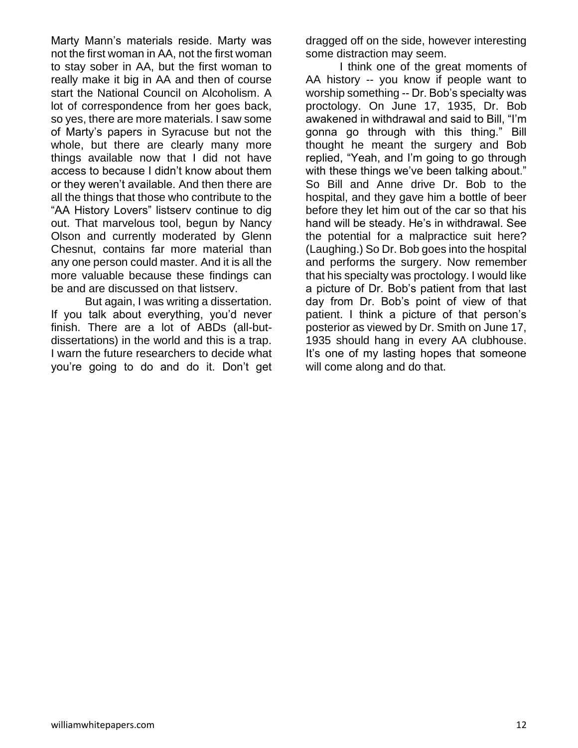Marty Mann's materials reside. Marty was not the first woman in AA, not the first woman to stay sober in AA, but the first woman to really make it big in AA and then of course start the National Council on Alcoholism. A lot of correspondence from her goes back, so yes, there are more materials. I saw some of Marty's papers in Syracuse but not the whole, but there are clearly many more things available now that I did not have access to because I didn't know about them or they weren't available. And then there are all the things that those who contribute to the "AA History Lovers" listserv continue to dig out. That marvelous tool, begun by Nancy Olson and currently moderated by Glenn Chesnut, contains far more material than any one person could master. And it is all the more valuable because these findings can be and are discussed on that listserv.

But again, I was writing a dissertation. If you talk about everything, you'd never finish. There are a lot of ABDs (all-but-dissertations) in the world and this is a trap. I warn the future researchers to decide what you're going to do and do it. Don't get dragged off on the side, however interesting some distraction may seem.

I think one of the great moments of AA history -- you know if people want to worship something -- Dr. Bob's specialty was proctology. On June 17, 1935, Dr. Bob awakened in withdrawal and said to Bill, "I'm gonna go through with this thing." Bill thought he meant the surgery and Bob replied, "Yeah, and I'm going to go through with these things we've been talking about." So Bill and Anne drive Dr. Bob to the hospital, and they gave him a bottle of beer before they let him out of the car so that his hand will be steady. He's in withdrawal. See the potential for a malpractice suit here? (Laughing.) So Dr. Bob goes into the hospital and performs the surgery. Now remember that his specialty was proctology. I would like a picture of Dr. Bob's patient from that last day from Dr. Bob's point of view of that patient. I think a picture of that person's posterior as viewed by Dr. Smith on June 17, 1935 should hang in every AA clubhouse. It's one of my lasting hopes that someone will come along and do that.